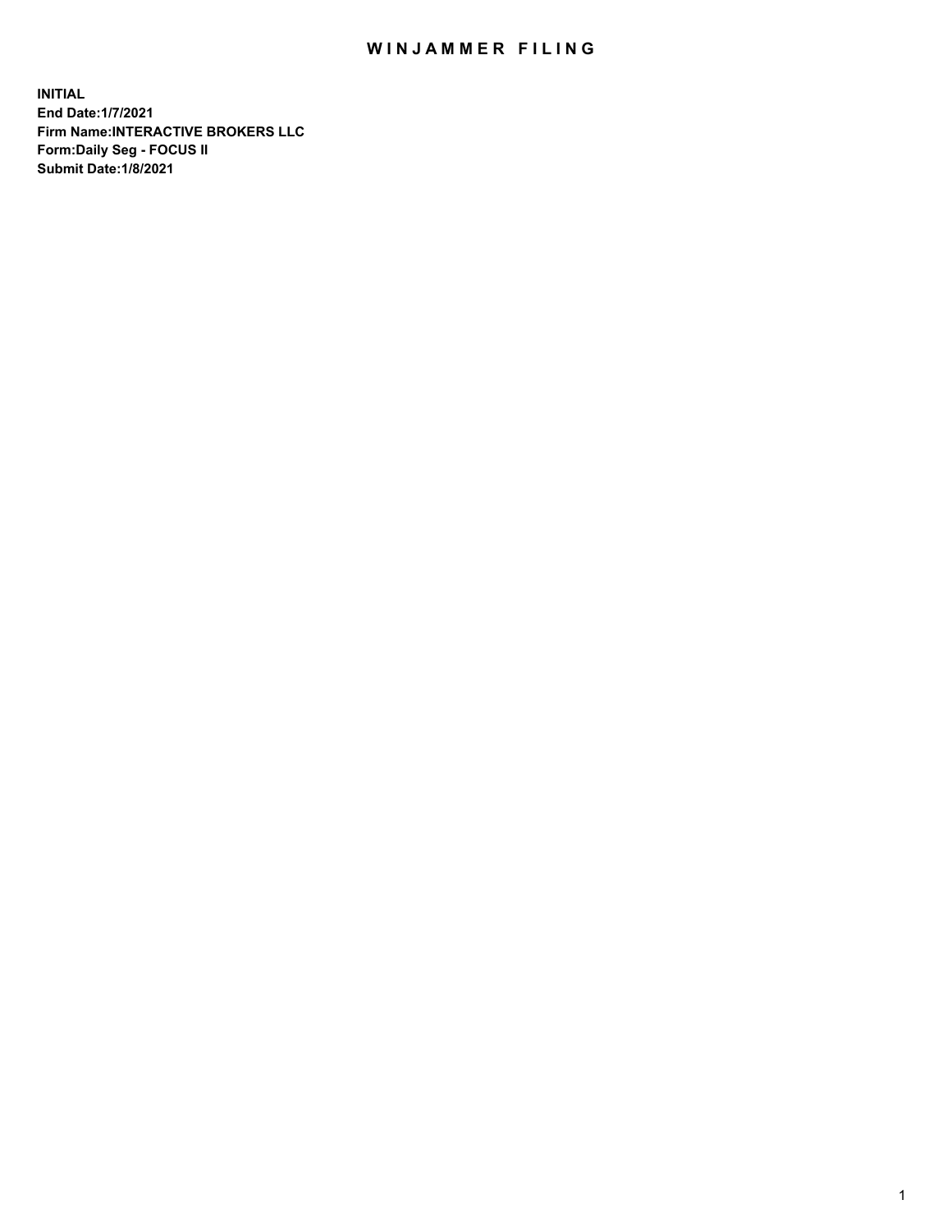# WINJAMMER FILING

**INITIAL**
**End Date:1/7/2021**
**Firm Name:INTERACTIVE BROKERS LLC**
**Form:Daily Seg - FOCUS II**
**Submit Date:1/8/2021**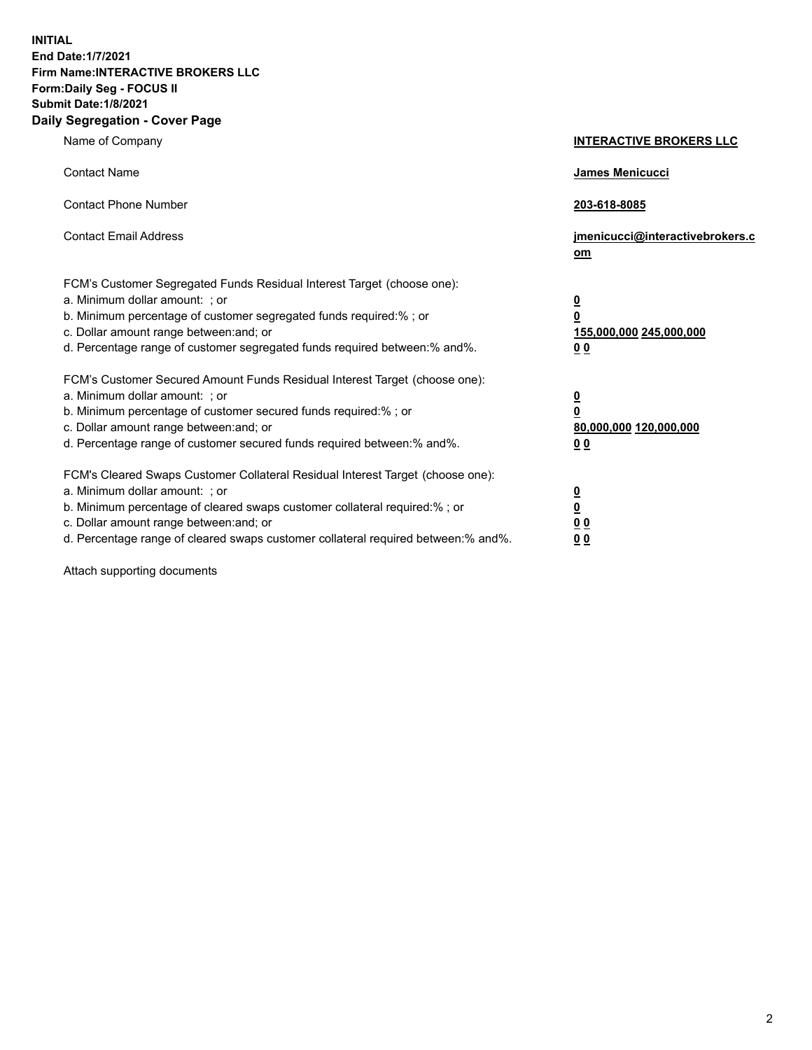**INITIAL**
**End Date:1/7/2021**
**Firm Name:INTERACTIVE BROKERS LLC**
**Form:Daily Seg - FOCUS II**
**Submit Date:1/8/2021**

## Daily Segregation - Cover Page

| | |
|---|---|
| Name of Company | **INTERACTIVE BROKERS LLC** |
| Contact Name | **James Menicucci** |
| Contact Phone Number | **203-618-8085** |
| Contact Email Address | **jmenicucci@interactivebrokers.com** |
| FCM's Customer Segregated Funds Residual Interest Target (choose one): | |
| a. Minimum dollar amount: ; or | **0** |
| b. Minimum percentage of customer segregated funds required:% ; or | **0** |
| c. Dollar amount range between:and; or | **155,000,000** **245,000,000** |
| d. Percentage range of customer segregated funds required between:% and%. | **0** **0** |
| FCM's Customer Secured Amount Funds Residual Interest Target (choose one): | |
| a. Minimum dollar amount: ; or | **0** |
| b. Minimum percentage of customer secured funds required:% ; or | **0** |
| c. Dollar amount range between:and; or | **80,000,000** **120,000,000** |
| d. Percentage range of customer secured funds required between:% and%. | **0** **0** |
| FCM's Cleared Swaps Customer Collateral Residual Interest Target (choose one): | |
| a. Minimum dollar amount: ; or | **0** |
| b. Minimum percentage of cleared swaps customer collateral required:% ; or | **0** |
| c. Dollar amount range between:and; or | **0** **0** |
| d. Percentage range of cleared swaps customer collateral required between:% and%. | **0** **0** |

Attach supporting documents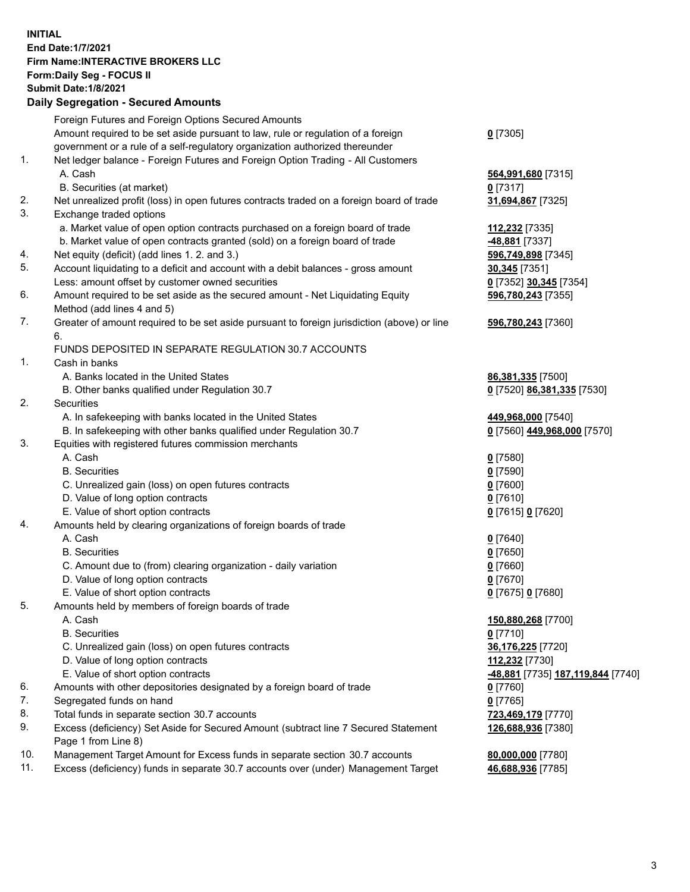**INITIAL**
**End Date:1/7/2021**
**Firm Name:INTERACTIVE BROKERS LLC**
**Form:Daily Seg - FOCUS II**
**Submit Date:1/8/2021**

## Daily Segregation - Secured Amounts

| | | |
|---|---|---|
| | Foreign Futures and Foreign Options Secured Amounts | |
| | Amount required to be set aside pursuant to law, rule or regulation of a foreign government or a rule of a self-regulatory organization authorized thereunder | **0** [7305] |
| 1. | Net ledger balance - Foreign Futures and Foreign Option Trading - All Customers | |
| | A. Cash | **564,991,680** [7315] |
| | B. Securities (at market) | **0** [7317] |
| 2. | Net unrealized profit (loss) in open futures contracts traded on a foreign board of trade | **31,694,867** [7325] |
| 3. | Exchange traded options | |
| | a. Market value of open option contracts purchased on a foreign board of trade | **112,232** [7335] |
| | b. Market value of open contracts granted (sold) on a foreign board of trade | **-48,881** [7337] |
| 4. | Net equity (deficit) (add lines 1. 2. and 3.) | **596,749,898** [7345] |
| 5. | Account liquidating to a deficit and account with a debit balances - gross amount | **30,345** [7351] |
| | Less: amount offset by customer owned securities | **0** [7352] **30,345** [7354] |
| 6. | Amount required to be set aside as the secured amount - Net Liquidating Equity Method (add lines 4 and 5) | **596,780,243** [7355] |
| 7. | Greater of amount required to be set aside pursuant to foreign jurisdiction (above) or line 6. | **596,780,243** [7360] |
| | FUNDS DEPOSITED IN SEPARATE REGULATION 30.7 ACCOUNTS | |
| 1. | Cash in banks | |
| | A. Banks located in the United States | **86,381,335** [7500] |
| | B. Other banks qualified under Regulation 30.7 | **0** [7520] **86,381,335** [7530] |
| 2. | Securities | |
| | A. In safekeeping with banks located in the United States | **449,968,000** [7540] |
| | B. In safekeeping with other banks qualified under Regulation 30.7 | **0** [7560] **449,968,000** [7570] |
| 3. | Equities with registered futures commission merchants | |
| | A. Cash | **0** [7580] |
| | B. Securities | **0** [7590] |
| | C. Unrealized gain (loss) on open futures contracts | **0** [7600] |
| | D. Value of long option contracts | **0** [7610] |
| | E. Value of short option contracts | **0** [7615] **0** [7620] |
| 4. | Amounts held by clearing organizations of foreign boards of trade | |
| | A. Cash | **0** [7640] |
| | B. Securities | **0** [7650] |
| | C. Amount due to (from) clearing organization - daily variation | **0** [7660] |
| | D. Value of long option contracts | **0** [7670] |
| | E. Value of short option contracts | **0** [7675] **0** [7680] |
| 5. | Amounts held by members of foreign boards of trade | |
| | A. Cash | **150,880,268** [7700] |
| | B. Securities | **0** [7710] |
| | C. Unrealized gain (loss) on open futures contracts | **36,176,225** [7720] |
| | D. Value of long option contracts | **112,232** [7730] |
| | E. Value of short option contracts | **-48,881** [7735] **187,119,844** [7740] |
| 6. | Amounts with other depositories designated by a foreign board of trade | **0** [7760] |
| 7. | Segregated funds on hand | **0** [7765] |
| 8. | Total funds in separate section 30.7 accounts | **723,469,179** [7770] |
| 9. | Excess (deficiency) Set Aside for Secured Amount (subtract line 7 Secured Statement Page 1 from Line 8) | **126,688,936** [7380] |
| 10. | Management Target Amount for Excess funds in separate section 30.7 accounts | **80,000,000** [7780] |
| 11. | Excess (deficiency) funds in separate 30.7 accounts over (under) Management Target | **46,688,936** [7785] |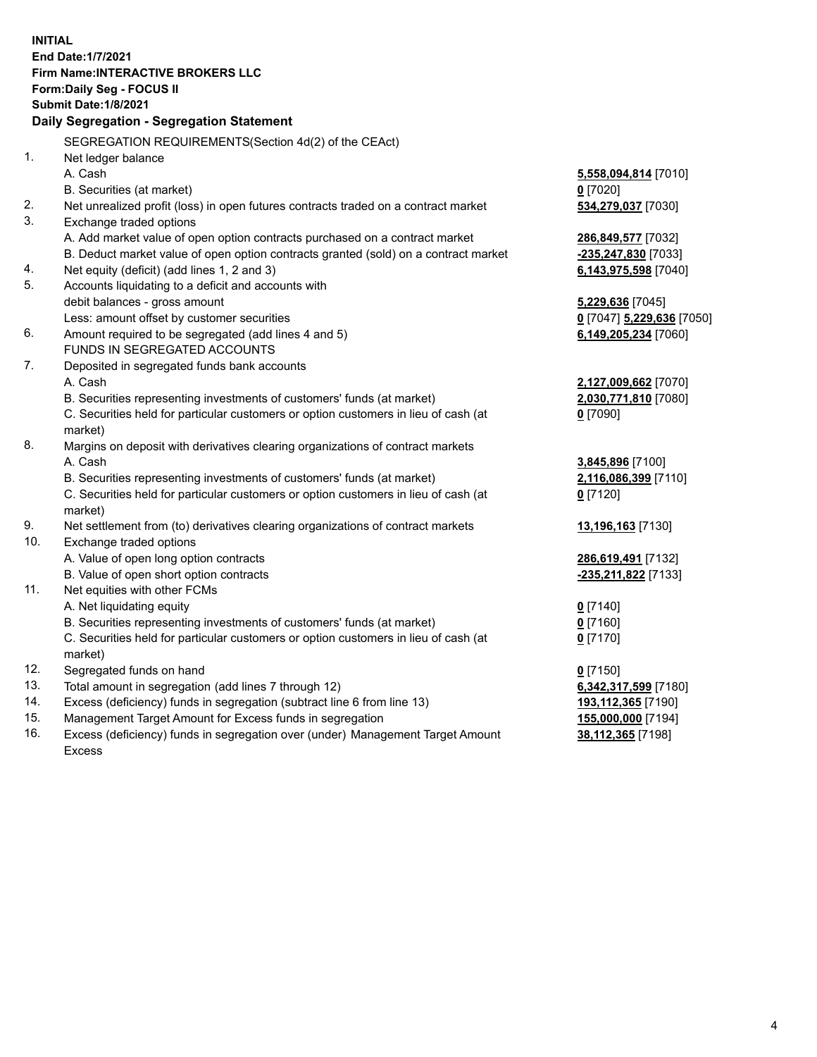**INITIAL**
**End Date:1/7/2021**
**Firm Name:INTERACTIVE BROKERS LLC**
**Form:Daily Seg - FOCUS II**
**Submit Date:1/8/2021**

## Daily Segregation - Segregation Statement

| | | |
|---|---|---|
| | SEGREGATION REQUIREMENTS(Section 4d(2) of the CEAct) | |
| 1. | Net ledger balance | |
| | A. Cash | **5,558,094,814** [7010] |
| | B. Securities (at market) | **0** [7020] |
| 2. | Net unrealized profit (loss) in open futures contracts traded on a contract market | **534,279,037** [7030] |
| 3. | Exchange traded options | |
| | A. Add market value of open option contracts purchased on a contract market | **286,849,577** [7032] |
| | B. Deduct market value of open option contracts granted (sold) on a contract market | **-235,247,830** [7033] |
| 4. | Net equity (deficit) (add lines 1, 2 and 3) | **6,143,975,598** [7040] |
| 5. | Accounts liquidating to a deficit and accounts with debit balances - gross amount | **5,229,636** [7045] |
| | Less: amount offset by customer securities | **0** [7047] **5,229,636** [7050] |
| 6. | Amount required to be segregated (add lines 4 and 5) | **6,149,205,234** [7060] |
| | FUNDS IN SEGREGATED ACCOUNTS | |
| 7. | Deposited in segregated funds bank accounts | |
| | A. Cash | **2,127,009,662** [7070] |
| | B. Securities representing investments of customers' funds (at market) | **2,030,771,810** [7080] |
| | C. Securities held for particular customers or option customers in lieu of cash (at market) | **0** [7090] |
| 8. | Margins on deposit with derivatives clearing organizations of contract markets | |
| | A. Cash | **3,845,896** [7100] |
| | B. Securities representing investments of customers' funds (at market) | **2,116,086,399** [7110] |
| | C. Securities held for particular customers or option customers in lieu of cash (at market) | **0** [7120] |
| 9. | Net settlement from (to) derivatives clearing organizations of contract markets | **13,196,163** [7130] |
| 10. | Exchange traded options | |
| | A. Value of open long option contracts | **286,619,491** [7132] |
| | B. Value of open short option contracts | **-235,211,822** [7133] |
| 11. | Net equities with other FCMs | |
| | A. Net liquidating equity | **0** [7140] |
| | B. Securities representing investments of customers' funds (at market) | **0** [7160] |
| | C. Securities held for particular customers or option customers in lieu of cash (at market) | **0** [7170] |
| 12. | Segregated funds on hand | **0** [7150] |
| 13. | Total amount in segregation (add lines 7 through 12) | **6,342,317,599** [7180] |
| 14. | Excess (deficiency) funds in segregation (subtract line 6 from line 13) | **193,112,365** [7190] |
| 15. | Management Target Amount for Excess funds in segregation | **155,000,000** [7194] |
| 16. | Excess (deficiency) funds in segregation over (under) Management Target Amount Excess | **38,112,365** [7198] |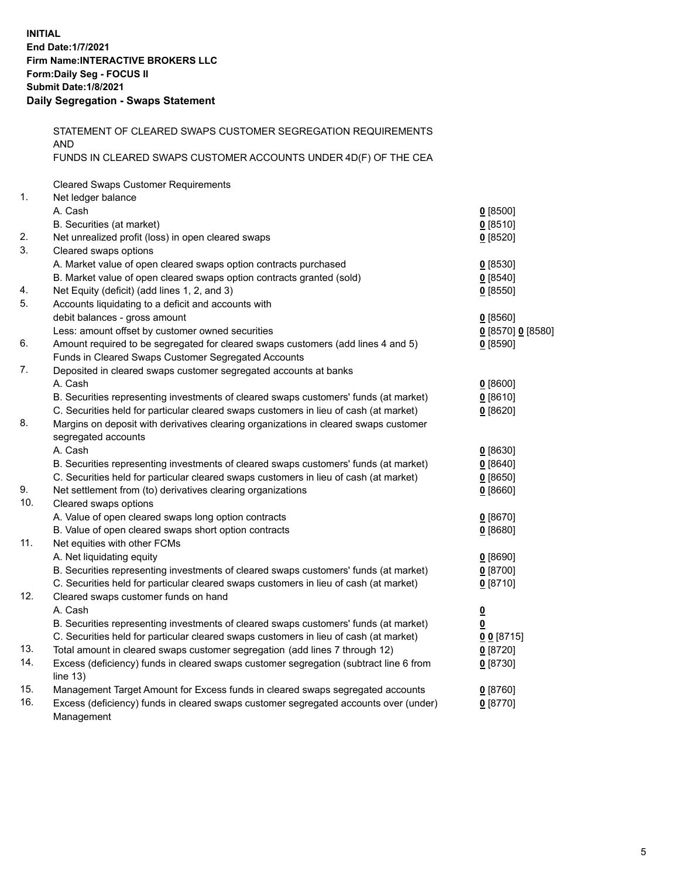**INITIAL**
**End Date:1/7/2021**
**Firm Name:INTERACTIVE BROKERS LLC**
**Form:Daily Seg - FOCUS II**
**Submit Date:1/8/2021**
**Daily Segregation - Swaps Statement**

STATEMENT OF CLEARED SWAPS CUSTOMER SEGREGATION REQUIREMENTS AND FUNDS IN CLEARED SWAPS CUSTOMER ACCOUNTS UNDER 4D(F) OF THE CEA

| | | |
|---|---|---|
| | Cleared Swaps Customer Requirements | |
| 1. | Net ledger balance | |
| | A. Cash | 0 [8500] |
| | B. Securities (at market) | 0 [8510] |
| 2. | Net unrealized profit (loss) in open cleared swaps | 0 [8520] |
| 3. | Cleared swaps options | |
| | A. Market value of open cleared swaps option contracts purchased | 0 [8530] |
| | B. Market value of open cleared swaps option contracts granted (sold) | 0 [8540] |
| 4. | Net Equity (deficit) (add lines 1, 2, and 3) | 0 [8550] |
| 5. | Accounts liquidating to a deficit and accounts with debit balances - gross amount | 0 [8560] |
| | Less: amount offset by customer owned securities | 0 [8570] 0 [8580] |
| 6. | Amount required to be segregated for cleared swaps customers (add lines 4 and 5) | 0 [8590] |
| | Funds in Cleared Swaps Customer Segregated Accounts | |
| 7. | Deposited in cleared swaps customer segregated accounts at banks | |
| | A. Cash | 0 [8600] |
| | B. Securities representing investments of cleared swaps customers' funds (at market) | 0 [8610] |
| | C. Securities held for particular cleared swaps customers in lieu of cash (at market) | 0 [8620] |
| 8. | Margins on deposit with derivatives clearing organizations in cleared swaps customer segregated accounts | |
| | A. Cash | 0 [8630] |
| | B. Securities representing investments of cleared swaps customers' funds (at market) | 0 [8640] |
| | C. Securities held for particular cleared swaps customers in lieu of cash (at market) | 0 [8650] |
| 9. | Net settlement from (to) derivatives clearing organizations | 0 [8660] |
| 10. | Cleared swaps options | |
| | A. Value of open cleared swaps long option contracts | 0 [8670] |
| | B. Value of open cleared swaps short option contracts | 0 [8680] |
| 11. | Net equities with other FCMs | |
| | A. Net liquidating equity | 0 [8690] |
| | B. Securities representing investments of cleared swaps customers' funds (at market) | 0 [8700] |
| | C. Securities held for particular cleared swaps customers in lieu of cash (at market) | 0 [8710] |
| 12. | Cleared swaps customer funds on hand | |
| | A. Cash | 0 |
| | B. Securities representing investments of cleared swaps customers' funds (at market) | 0 |
| | C. Securities held for particular cleared swaps customers in lieu of cash (at market) | 0 0 [8715] |
| 13. | Total amount in cleared swaps customer segregation (add lines 7 through 12) | 0 [8720] |
| 14. | Excess (deficiency) funds in cleared swaps customer segregation (subtract line 6 from line 13) | 0 [8730] |
| 15. | Management Target Amount for Excess funds in cleared swaps segregated accounts | 0 [8760] |
| 16. | Excess (deficiency) funds in cleared swaps customer segregated accounts over (under) Management | 0 [8770] |